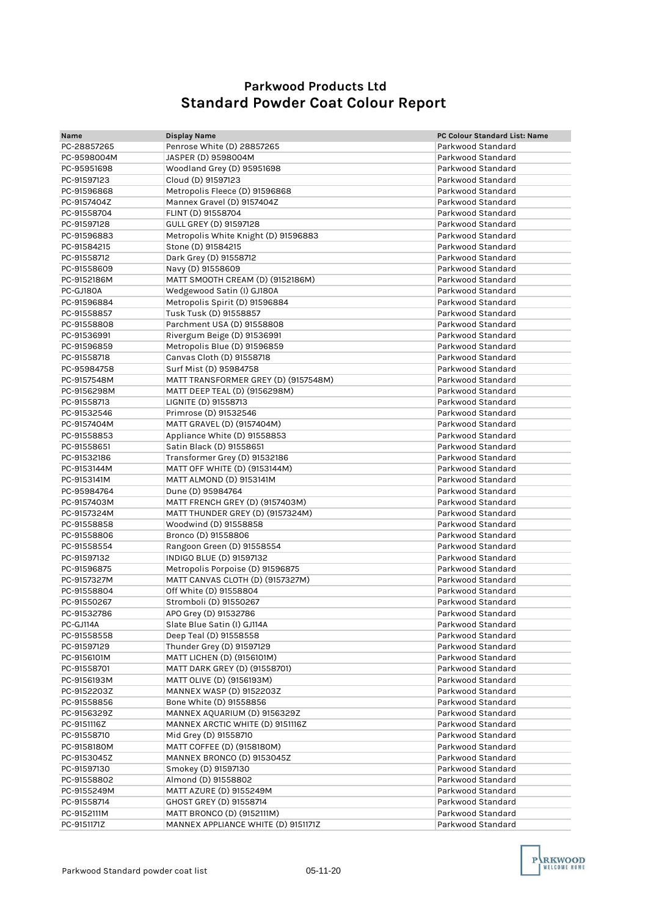## Parkwood Products Ltd

# Standard Powder Coat Colour Report

| Name | Display Name | PC Colour Standard List: Name |
|---|---|---|
| PC-28857265 | Penrose White (D) 28857265 | Parkwood Standard |
| PC-9598004M | JASPER (D) 9598004M | Parkwood Standard |
| PC-95951698 | Woodland Grey (D) 95951698 | Parkwood Standard |
| PC-91597123 | Cloud (D) 91597123 | Parkwood Standard |
| PC-91596868 | Metropolis Fleece (D) 91596868 | Parkwood Standard |
| PC-9157404Z | Mannex Gravel (D) 9157404Z | Parkwood Standard |
| PC-91558704 | FLINT (D) 91558704 | Parkwood Standard |
| PC-91597128 | GULL GREY (D) 91597128 | Parkwood Standard |
| PC-91596883 | Metropolis White Knight (D) 91596883 | Parkwood Standard |
| PC-91584215 | Stone (D) 91584215 | Parkwood Standard |
| PC-91558712 | Dark Grey (D) 91558712 | Parkwood Standard |
| PC-91558609 | Navy (D) 91558609 | Parkwood Standard |
| PC-9152186M | MATT SMOOTH CREAM (D) (9152186M) | Parkwood Standard |
| PC-GJ180A | Wedgewood Satin (I) GJ180A | Parkwood Standard |
| PC-91596884 | Metropolis Spirit (D) 91596884 | Parkwood Standard |
| PC-91558857 | Tusk Tusk (D) 91558857 | Parkwood Standard |
| PC-91558808 | Parchment USA (D) 91558808 | Parkwood Standard |
| PC-91536991 | Rivergum Beige (D) 91536991 | Parkwood Standard |
| PC-91596859 | Metropolis Blue (D) 91596859 | Parkwood Standard |
| PC-91558718 | Canvas Cloth (D) 91558718 | Parkwood Standard |
| PC-95984758 | Surf Mist (D) 95984758 | Parkwood Standard |
| PC-9157548M | MATT TRANSFORMER GREY (D) (9157548M) | Parkwood Standard |
| PC-9156298M | MATT DEEP TEAL (D) (9156298M) | Parkwood Standard |
| PC-91558713 | LIGNITE (D) 91558713 | Parkwood Standard |
| PC-91532546 | Primrose (D) 91532546 | Parkwood Standard |
| PC-9157404M | MATT GRAVEL (D) (9157404M) | Parkwood Standard |
| PC-91558853 | Appliance White (D) 91558853 | Parkwood Standard |
| PC-91558651 | Satin Black (D) 91558651 | Parkwood Standard |
| PC-91532186 | Transformer Grey (D) 91532186 | Parkwood Standard |
| PC-9153144M | MATT OFF WHITE (D) (9153144M) | Parkwood Standard |
| PC-9153141M | MATT ALMOND (D) 9153141M | Parkwood Standard |
| PC-95984764 | Dune (D) 95984764 | Parkwood Standard |
| PC-9157403M | MATT FRENCH GREY (D) (9157403M) | Parkwood Standard |
| PC-9157324M | MATT THUNDER GREY (D) (9157324M) | Parkwood Standard |
| PC-91558858 | Woodwind (D) 91558858 | Parkwood Standard |
| PC-91558806 | Bronco (D) 91558806 | Parkwood Standard |
| PC-91558554 | Rangoon Green (D) 91558554 | Parkwood Standard |
| PC-91597132 | INDIGO BLUE (D) 91597132 | Parkwood Standard |
| PC-91596875 | Metropolis Porpoise (D) 91596875 | Parkwood Standard |
| PC-9157327M | MATT CANVAS CLOTH (D) (9157327M) | Parkwood Standard |
| PC-91558804 | Off White (D) 91558804 | Parkwood Standard |
| PC-91550267 | Stromboli (D) 91550267 | Parkwood Standard |
| PC-91532786 | APO Grey (D) 91532786 | Parkwood Standard |
| PC-GJ114A | Slate Blue Satin (I) GJ114A | Parkwood Standard |
| PC-91558558 | Deep Teal (D) 91558558 | Parkwood Standard |
| PC-91597129 | Thunder Grey (D) 91597129 | Parkwood Standard |
| PC-9156101M | MATT LICHEN (D) (9156101M) | Parkwood Standard |
| PC-91558701 | MATT DARK GREY (D) (91558701) | Parkwood Standard |
| PC-9156193M | MATT OLIVE (D) (9156193M) | Parkwood Standard |
| PC-9152203Z | MANNEX WASP (D) 9152203Z | Parkwood Standard |
| PC-91558856 | Bone White (D) 91558856 | Parkwood Standard |
| PC-9156329Z | MANNEX AQUARIUM (D) 9156329Z | Parkwood Standard |
| PC-9151116Z | MANNEX ARCTIC WHITE (D) 9151116Z | Parkwood Standard |
| PC-91558710 | Mid Grey (D) 91558710 | Parkwood Standard |
| PC-9158180M | MATT COFFEE (D) (9158180M) | Parkwood Standard |
| PC-9153045Z | MANNEX BRONCO (D) 9153045Z | Parkwood Standard |
| PC-91597130 | Smokey (D) 91597130 | Parkwood Standard |
| PC-91558802 | Almond (D) 91558802 | Parkwood Standard |
| PC-9155249M | MATT AZURE (D) 9155249M | Parkwood Standard |
| PC-91558714 | GHOST GREY (D) 91558714 | Parkwood Standard |
| PC-9152111M | MATT BRONCO (D) (9152111M) | Parkwood Standard |
| PC-9151171Z | MANNEX APPLIANCE WHITE (D) 9151171Z | Parkwood Standard |

Parkwood Standard powder coat list    05-11-20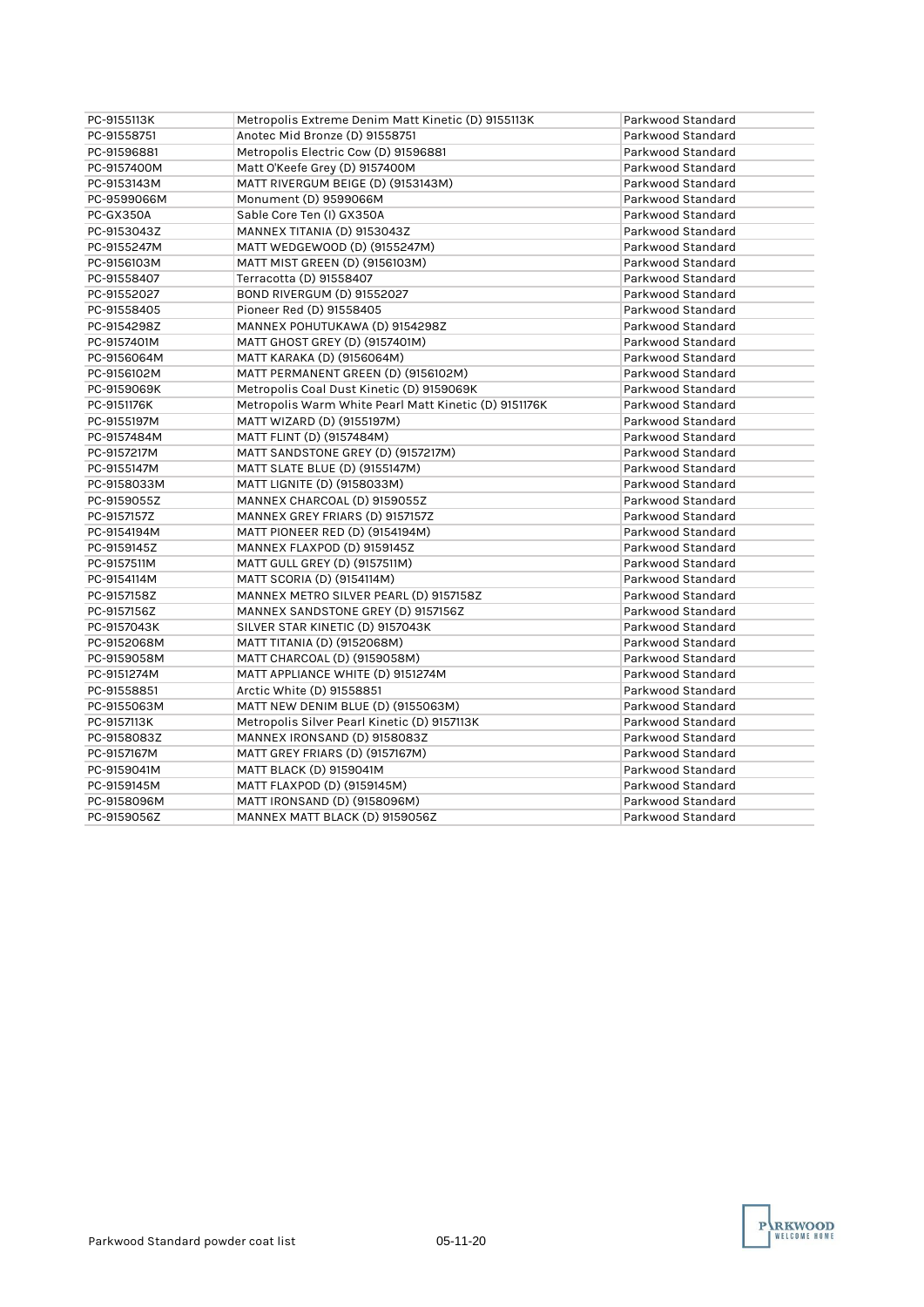| | | |
|---|---|---|
| PC-9155113K | Metropolis Extreme Denim Matt Kinetic (D) 9155113K | Parkwood Standard |
| PC-91558751 | Anotec Mid Bronze (D) 91558751 | Parkwood Standard |
| PC-91596881 | Metropolis Electric Cow (D) 91596881 | Parkwood Standard |
| PC-9157400M | Matt O'Keefe Grey (D) 9157400M | Parkwood Standard |
| PC-9153143M | MATT RIVERGUM BEIGE (D) (9153143M) | Parkwood Standard |
| PC-9599066M | Monument (D) 9599066M | Parkwood Standard |
| PC-GX350A | Sable Core Ten (I) GX350A | Parkwood Standard |
| PC-9153043Z | MANNEX TITANIA (D) 9153043Z | Parkwood Standard |
| PC-9155247M | MATT WEDGEWOOD (D) (9155247M) | Parkwood Standard |
| PC-9156103M | MATT MIST GREEN (D) (9156103M) | Parkwood Standard |
| PC-91558407 | Terracotta (D) 91558407 | Parkwood Standard |
| PC-91552027 | BOND RIVERGUM (D) 91552027 | Parkwood Standard |
| PC-91558405 | Pioneer Red (D) 91558405 | Parkwood Standard |
| PC-9154298Z | MANNEX POHUTUKAWA (D) 9154298Z | Parkwood Standard |
| PC-9157401M | MATT GHOST GREY (D) (9157401M) | Parkwood Standard |
| PC-9156064M | MATT KARAKA (D) (9156064M) | Parkwood Standard |
| PC-9156102M | MATT PERMANENT GREEN (D) (9156102M) | Parkwood Standard |
| PC-9159069K | Metropolis Coal Dust Kinetic (D) 9159069K | Parkwood Standard |
| PC-9151176K | Metropolis Warm White Pearl Matt Kinetic (D) 9151176K | Parkwood Standard |
| PC-9155197M | MATT WIZARD (D) (9155197M) | Parkwood Standard |
| PC-9157484M | MATT FLINT (D) (9157484M) | Parkwood Standard |
| PC-9157217M | MATT SANDSTONE GREY (D) (9157217M) | Parkwood Standard |
| PC-9155147M | MATT SLATE BLUE (D) (9155147M) | Parkwood Standard |
| PC-9158033M | MATT LIGNITE (D) (9158033M) | Parkwood Standard |
| PC-9159055Z | MANNEX CHARCOAL (D) 9159055Z | Parkwood Standard |
| PC-9157157Z | MANNEX GREY FRIARS (D) 9157157Z | Parkwood Standard |
| PC-9154194M | MATT PIONEER RED (D) (9154194M) | Parkwood Standard |
| PC-9159145Z | MANNEX FLAXPOD (D) 9159145Z | Parkwood Standard |
| PC-9157511M | MATT GULL GREY (D) (9157511M) | Parkwood Standard |
| PC-9154114M | MATT SCORIA (D) (9154114M) | Parkwood Standard |
| PC-9157158Z | MANNEX METRO SILVER PEARL (D) 9157158Z | Parkwood Standard |
| PC-9157156Z | MANNEX SANDSTONE GREY (D) 9157156Z | Parkwood Standard |
| PC-9157043K | SILVER STAR KINETIC (D) 9157043K | Parkwood Standard |
| PC-9152068M | MATT TITANIA (D) (9152068M) | Parkwood Standard |
| PC-9159058M | MATT CHARCOAL (D) (9159058M) | Parkwood Standard |
| PC-9151274M | MATT APPLIANCE WHITE (D) 9151274M | Parkwood Standard |
| PC-91558851 | Arctic White (D) 91558851 | Parkwood Standard |
| PC-9155063M | MATT NEW DENIM BLUE (D) (9155063M) | Parkwood Standard |
| PC-9157113K | Metropolis Silver Pearl Kinetic (D) 9157113K | Parkwood Standard |
| PC-9158083Z | MANNEX IRONSAND (D) 9158083Z | Parkwood Standard |
| PC-9157167M | MATT GREY FRIARS (D) (9157167M) | Parkwood Standard |
| PC-9159041M | MATT BLACK (D) 9159041M | Parkwood Standard |
| PC-9159145M | MATT FLAXPOD (D) (9159145M) | Parkwood Standard |
| PC-9158096M | MATT IRONSAND (D) (9158096M) | Parkwood Standard |
| PC-9159056Z | MANNEX MATT BLACK (D) 9159056Z | Parkwood Standard |